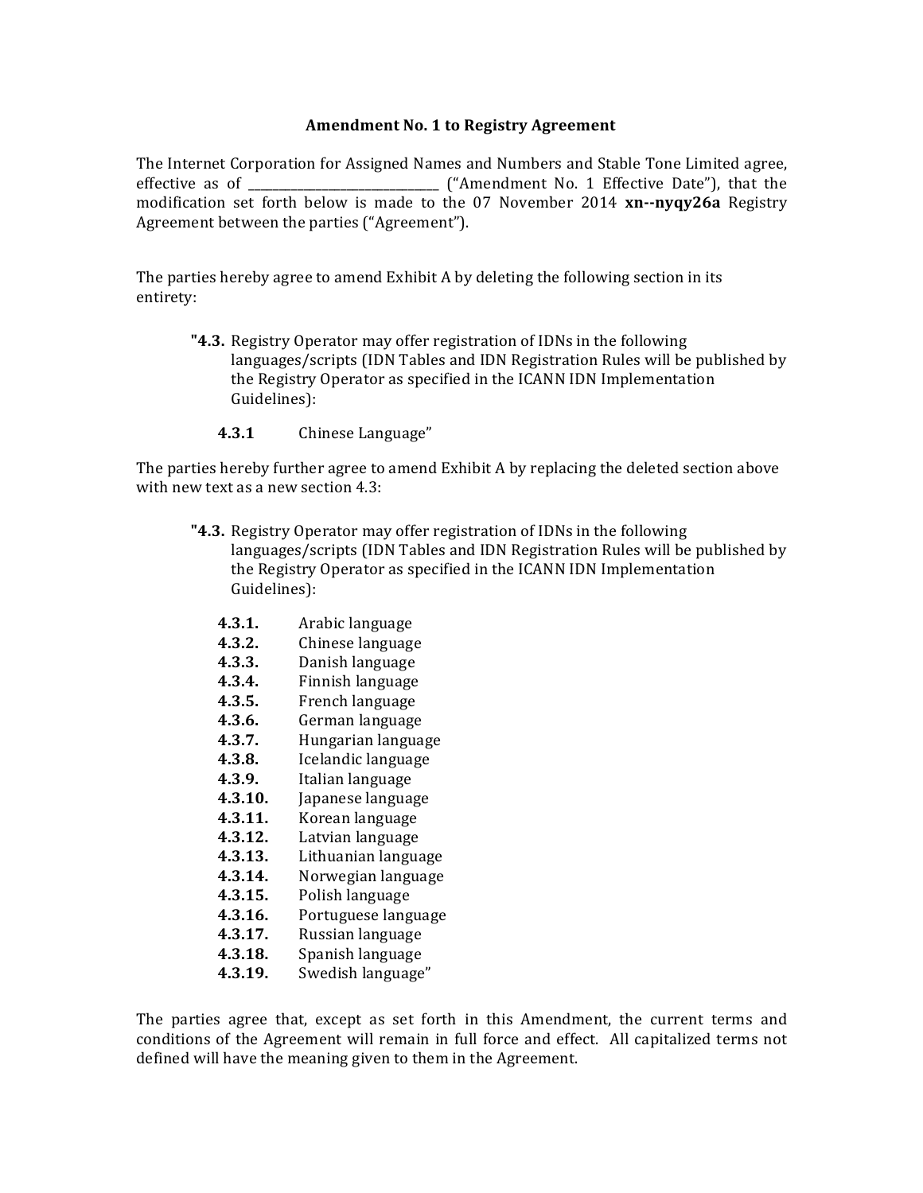# Amendment No. 1 to Registry Agreement

The Internet Corporation for Assigned Names and Numbers and Stable Tone Limited agree, effective as of ______________________________ ("Amendment No. 1 Effective Date"), that the modification set forth below is made to the 07 November 2014 **xn--nyqy26a** Registry Agreement between the parties ("Agreement").

The parties hereby agree to amend Exhibit A by deleting the following section in its entirety:

> **"4.3.** Registry Operator may offer registration of IDNs in the following languages/scripts (IDN Tables and IDN Registration Rules will be published by the Registry Operator as specified in the ICANN IDN Implementation Guidelines):
>
> **4.3.1** Chinese Language"

The parties hereby further agree to amend Exhibit A by replacing the deleted section above with new text as a new section 4.3:

> **"4.3.** Registry Operator may offer registration of IDNs in the following languages/scripts (IDN Tables and IDN Registration Rules will be published by the Registry Operator as specified in the ICANN IDN Implementation Guidelines):
>
> **4.3.1.** Arabic language
> **4.3.2.** Chinese language
> **4.3.3.** Danish language
> **4.3.4.** Finnish language
> **4.3.5.** French language
> **4.3.6.** German language
> **4.3.7.** Hungarian language
> **4.3.8.** Icelandic language
> **4.3.9.** Italian language
> **4.3.10.** Japanese language
> **4.3.11.** Korean language
> **4.3.12.** Latvian language
> **4.3.13.** Lithuanian language
> **4.3.14.** Norwegian language
> **4.3.15.** Polish language
> **4.3.16.** Portuguese language
> **4.3.17.** Russian language
> **4.3.18.** Spanish language
> **4.3.19.** Swedish language"

The parties agree that, except as set forth in this Amendment, the current terms and conditions of the Agreement will remain in full force and effect. All capitalized terms not defined will have the meaning given to them in the Agreement.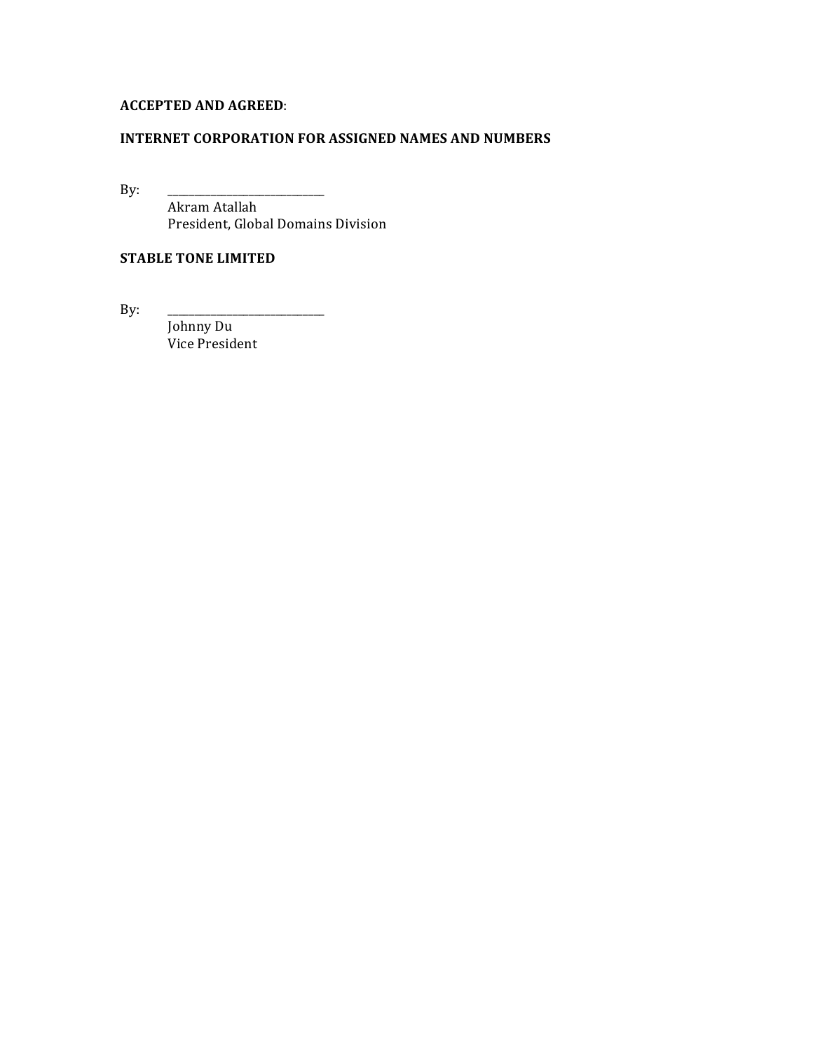**ACCEPTED AND AGREED**:

**INTERNET CORPORATION FOR ASSIGNED NAMES AND NUMBERS**

By: _____________________________
Akram Atallah
President, Global Domains Division

**STABLE TONE LIMITED**

By: _____________________________
Johnny Du
Vice President